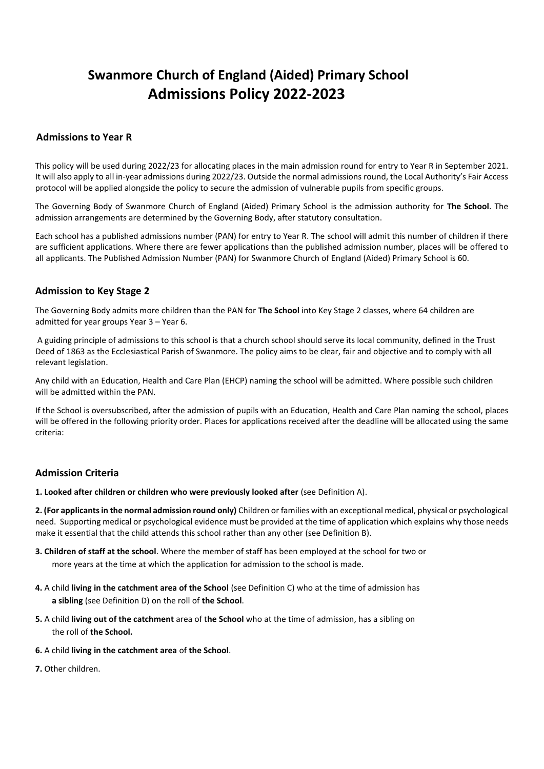# Swanmore Church of England (Aided) Primary School
# Admissions Policy 2022-2023

## Admissions to Year R

This policy will be used during 2022/23 for allocating places in the main admission round for entry to Year R in September 2021. It will also apply to all in-year admissions during 2022/23. Outside the normal admissions round, the Local Authority's Fair Access protocol will be applied alongside the policy to secure the admission of vulnerable pupils from specific groups.

The Governing Body of Swanmore Church of England (Aided) Primary School is the admission authority for **The School**. The admission arrangements are determined by the Governing Body, after statutory consultation.

Each school has a published admissions number (PAN) for entry to Year R. The school will admit this number of children if there are sufficient applications. Where there are fewer applications than the published admission number, places will be offered to all applicants. The Published Admission Number (PAN) for Swanmore Church of England (Aided) Primary School is 60.

## Admission to Key Stage 2

The Governing Body admits more children than the PAN for **The School** into Key Stage 2 classes, where 64 children are admitted for year groups Year 3 – Year 6.

A guiding principle of admissions to this school is that a church school should serve its local community, defined in the Trust Deed of 1863 as the Ecclesiastical Parish of Swanmore. The policy aims to be clear, fair and objective and to comply with all relevant legislation.

Any child with an Education, Health and Care Plan (EHCP) naming the school will be admitted. Where possible such children will be admitted within the PAN.

If the School is oversubscribed, after the admission of pupils with an Education, Health and Care Plan naming the school, places will be offered in the following priority order. Places for applications received after the deadline will be allocated using the same criteria:

## Admission Criteria

**1. Looked after children or children who were previously looked after** (see Definition A).

**2. (For applicants in the normal admission round only)** Children or families with an exceptional medical, physical or psychological need. Supporting medical or psychological evidence must be provided at the time of application which explains why those needs make it essential that the child attends this school rather than any other (see Definition B).

**3. Children of staff at the school**. Where the member of staff has been employed at the school for two or more years at the time at which the application for admission to the school is made.

**4.** A child **living in the catchment area of the School** (see Definition C) who at the time of admission has **a sibling** (see Definition D) on the roll of **the School**.

**5.** A child **living out of the catchment** area of t**he School** who at the time of admission, has a sibling on the roll of **the School.**

**6.** A child **living in the catchment area** of **the School**.

**7.** Other children.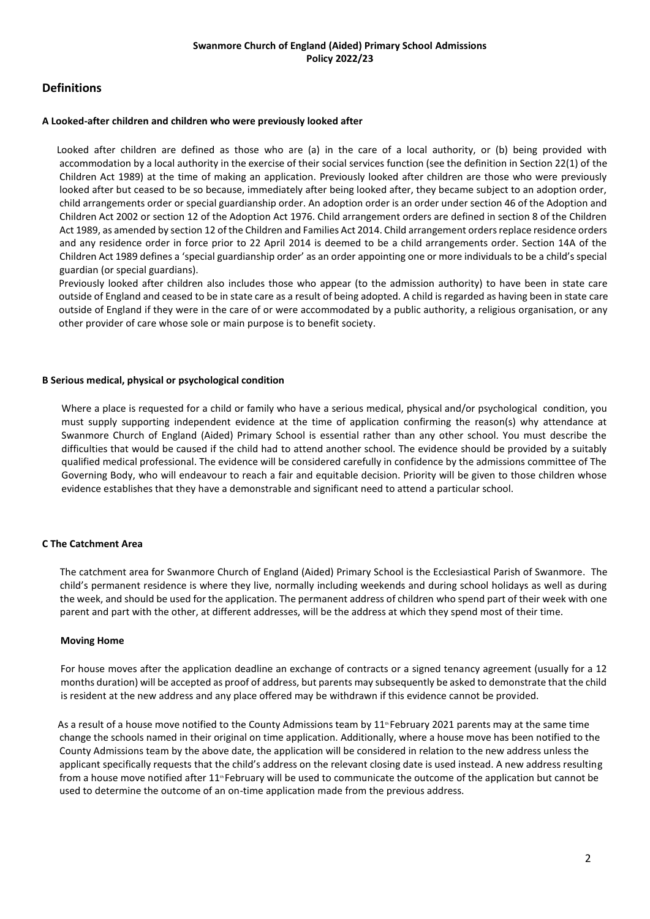**Swanmore Church of England (Aided) Primary School Admissions Policy 2022/23**

## Definitions

### A Looked-after children and children who were previously looked after

Looked after children are defined as those who are (a) in the care of a local authority, or (b) being provided with accommodation by a local authority in the exercise of their social services function (see the definition in Section 22(1) of the Children Act 1989) at the time of making an application. Previously looked after children are those who were previously looked after but ceased to be so because, immediately after being looked after, they became subject to an adoption order, child arrangements order or special guardianship order. An adoption order is an order under section 46 of the Adoption and Children Act 2002 or section 12 of the Adoption Act 1976. Child arrangement orders are defined in section 8 of the Children Act 1989, as amended by section 12 of the Children and Families Act 2014. Child arrangement orders replace residence orders and any residence order in force prior to 22 April 2014 is deemed to be a child arrangements order. Section 14A of the Children Act 1989 defines a 'special guardianship order' as an order appointing one or more individuals to be a child's special guardian (or special guardians).

Previously looked after children also includes those who appear (to the admission authority) to have been in state care outside of England and ceased to be in state care as a result of being adopted. A child is regarded as having been in state care outside of England if they were in the care of or were accommodated by a public authority, a religious organisation, or any other provider of care whose sole or main purpose is to benefit society.

### B Serious medical, physical or psychological condition

Where a place is requested for a child or family who have a serious medical, physical and/or psychological condition, you must supply supporting independent evidence at the time of application confirming the reason(s) why attendance at Swanmore Church of England (Aided) Primary School is essential rather than any other school. You must describe the difficulties that would be caused if the child had to attend another school. The evidence should be provided by a suitably qualified medical professional. The evidence will be considered carefully in confidence by the admissions committee of The Governing Body, who will endeavour to reach a fair and equitable decision. Priority will be given to those children whose evidence establishes that they have a demonstrable and significant need to attend a particular school.

### C The Catchment Area

The catchment area for Swanmore Church of England (Aided) Primary School is the Ecclesiastical Parish of Swanmore. The child's permanent residence is where they live, normally including weekends and during school holidays as well as during the week, and should be used for the application. The permanent address of children who spend part of their week with one parent and part with the other, at different addresses, will be the address at which they spend most of their time.

**Moving Home**

For house moves after the application deadline an exchange of contracts or a signed tenancy agreement (usually for a 12 months duration) will be accepted as proof of address, but parents may subsequently be asked to demonstrate that the child is resident at the new address and any place offered may be withdrawn if this evidence cannot be provided.

As a result of a house move notified to the County Admissions team by 11th February 2021 parents may at the same time change the schools named in their original on time application. Additionally, where a house move has been notified to the County Admissions team by the above date, the application will be considered in relation to the new address unless the applicant specifically requests that the child's address on the relevant closing date is used instead. A new address resulting from a house move notified after 11th February will be used to communicate the outcome of the application but cannot be used to determine the outcome of an on-time application made from the previous address.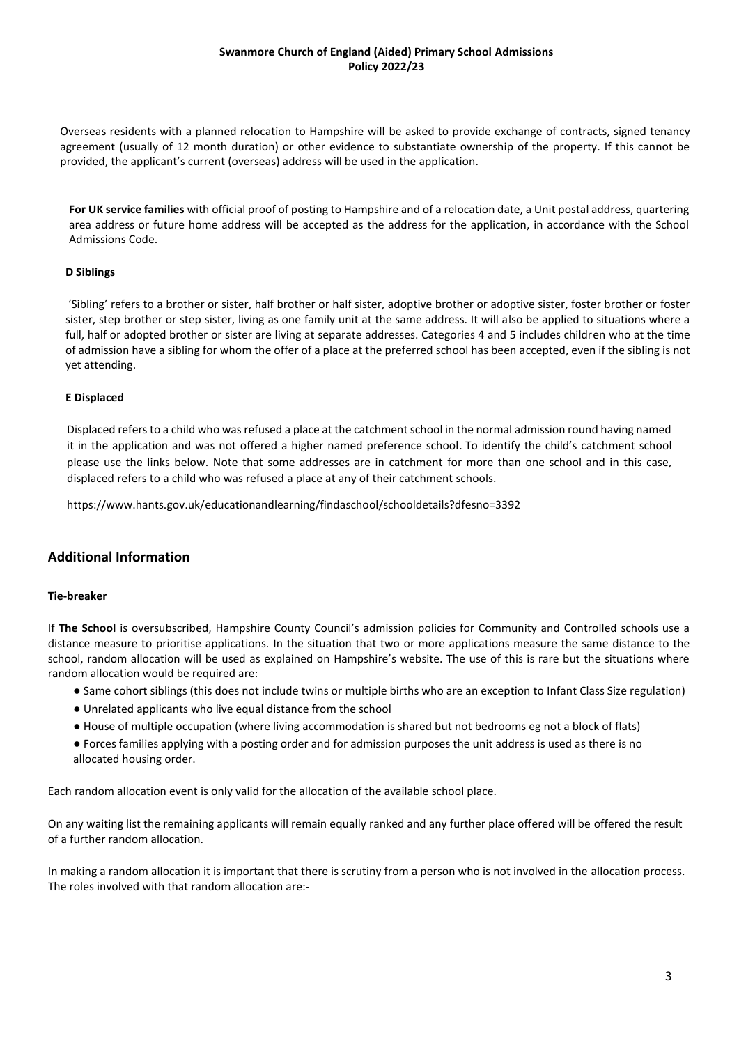Overseas residents with a planned relocation to Hampshire will be asked to provide exchange of contracts, signed tenancy agreement (usually of 12 month duration) or other evidence to substantiate ownership of the property. If this cannot be provided, the applicant's current (overseas) address will be used in the application.

**For UK service families** with official proof of posting to Hampshire and of a relocation date, a Unit postal address, quartering area address or future home address will be accepted as the address for the application, in accordance with the School Admissions Code.

**D Siblings**

'Sibling' refers to a brother or sister, half brother or half sister, adoptive brother or adoptive sister, foster brother or foster sister, step brother or step sister, living as one family unit at the same address. It will also be applied to situations where a full, half or adopted brother or sister are living at separate addresses. Categories 4 and 5 includes children who at the time of admission have a sibling for whom the offer of a place at the preferred school has been accepted, even if the sibling is not yet attending.

**E Displaced**

Displaced refers to a child who was refused a place at the catchment school in the normal admission round having named it in the application and was not offered a higher named preference school. To identify the child's catchment school please use the links below. Note that some addresses are in catchment for more than one school and in this case, displaced refers to a child who was refused a place at any of their catchment schools.

https://www.hants.gov.uk/educationandlearning/findaschool/schooldetails?dfesno=3392

## Additional Information

**Tie-breaker**

If **The School** is oversubscribed, Hampshire County Council's admission policies for Community and Controlled schools use a distance measure to prioritise applications. In the situation that two or more applications measure the same distance to the school, random allocation will be used as explained on Hampshire's website. The use of this is rare but the situations where random allocation would be required are:

- Same cohort siblings (this does not include twins or multiple births who are an exception to Infant Class Size regulation)
- Unrelated applicants who live equal distance from the school
- House of multiple occupation (where living accommodation is shared but not bedrooms eg not a block of flats)
- Forces families applying with a posting order and for admission purposes the unit address is used as there is no allocated housing order.

Each random allocation event is only valid for the allocation of the available school place.

On any waiting list the remaining applicants will remain equally ranked and any further place offered will be offered the result of a further random allocation.

In making a random allocation it is important that there is scrutiny from a person who is not involved in the allocation process. The roles involved with that random allocation are:-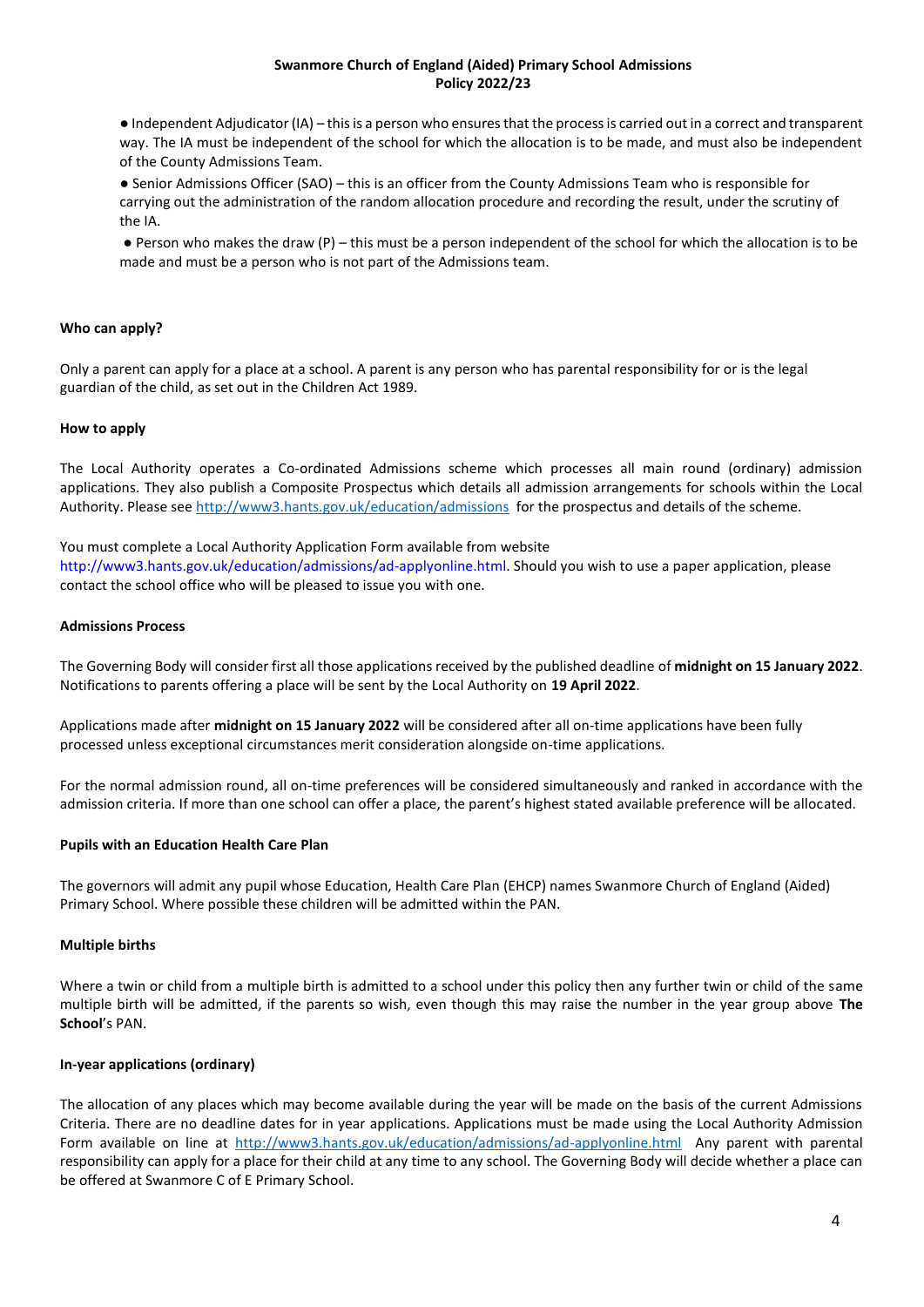- Independent Adjudicator (IA) – this is a person who ensures that the process is carried out in a correct and transparent way. The IA must be independent of the school for which the allocation is to be made, and must also be independent of the County Admissions Team.
- Senior Admissions Officer (SAO) – this is an officer from the County Admissions Team who is responsible for carrying out the administration of the random allocation procedure and recording the result, under the scrutiny of the IA.
- Person who makes the draw (P) – this must be a person independent of the school for which the allocation is to be made and must be a person who is not part of the Admissions team.

**Who can apply?**

Only a parent can apply for a place at a school. A parent is any person who has parental responsibility for or is the legal guardian of the child, as set out in the Children Act 1989.

**How to apply**

The Local Authority operates a Co-ordinated Admissions scheme which processes all main round (ordinary) admission applications. They also publish a Composite Prospectus which details all admission arrangements for schools within the Local Authority. Please see http://www3.hants.gov.uk/education/admissions for the prospectus and details of the scheme.

You must complete a Local Authority Application Form available from website http://www3.hants.gov.uk/education/admissions/ad-applyonline.html. Should you wish to use a paper application, please contact the school office who will be pleased to issue you with one.

**Admissions Process**

The Governing Body will consider first all those applications received by the published deadline of **midnight on 15 January 2022**. Notifications to parents offering a place will be sent by the Local Authority on **19 April 2022**.

Applications made after **midnight on 15 January 2022** will be considered after all on-time applications have been fully processed unless exceptional circumstances merit consideration alongside on-time applications.

For the normal admission round, all on-time preferences will be considered simultaneously and ranked in accordance with the admission criteria. If more than one school can offer a place, the parent's highest stated available preference will be allocated.

**Pupils with an Education Health Care Plan**

The governors will admit any pupil whose Education, Health Care Plan (EHCP) names Swanmore Church of England (Aided) Primary School. Where possible these children will be admitted within the PAN.

**Multiple births**

Where a twin or child from a multiple birth is admitted to a school under this policy then any further twin or child of the same multiple birth will be admitted, if the parents so wish, even though this may raise the number in the year group above **The School**'s PAN.

**In-year applications (ordinary)**

The allocation of any places which may become available during the year will be made on the basis of the current Admissions Criteria. There are no deadline dates for in year applications. Applications must be made using the Local Authority Admission Form available on line at http://www3.hants.gov.uk/education/admissions/ad-applyonline.html Any parent with parental responsibility can apply for a place for their child at any time to any school. The Governing Body will decide whether a place can be offered at Swanmore C of E Primary School.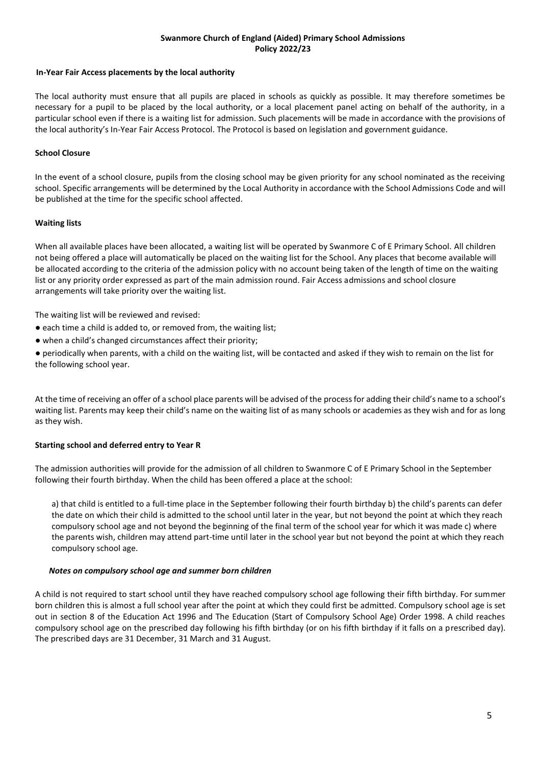**Swanmore Church of England (Aided) Primary School Admissions Policy 2022/23**

**In-Year Fair Access placements by the local authority**

The local authority must ensure that all pupils are placed in schools as quickly as possible. It may therefore sometimes be necessary for a pupil to be placed by the local authority, or a local placement panel acting on behalf of the authority, in a particular school even if there is a waiting list for admission. Such placements will be made in accordance with the provisions of the local authority's In-Year Fair Access Protocol. The Protocol is based on legislation and government guidance.

**School Closure**

In the event of a school closure, pupils from the closing school may be given priority for any school nominated as the receiving school. Specific arrangements will be determined by the Local Authority in accordance with the School Admissions Code and will be published at the time for the specific school affected.

**Waiting lists**

When all available places have been allocated, a waiting list will be operated by Swanmore C of E Primary School. All children not being offered a place will automatically be placed on the waiting list for the School. Any places that become available will be allocated according to the criteria of the admission policy with no account being taken of the length of time on the waiting list or any priority order expressed as part of the main admission round. Fair Access admissions and school closure arrangements will take priority over the waiting list.

The waiting list will be reviewed and revised:

- each time a child is added to, or removed from, the waiting list;
- when a child's changed circumstances affect their priority;
- periodically when parents, with a child on the waiting list, will be contacted and asked if they wish to remain on the list for the following school year.

At the time of receiving an offer of a school place parents will be advised of the process for adding their child's name to a school's waiting list. Parents may keep their child's name on the waiting list of as many schools or academies as they wish and for as long as they wish.

**Starting school and deferred entry to Year R**

The admission authorities will provide for the admission of all children to Swanmore C of E Primary School in the September following their fourth birthday. When the child has been offered a place at the school:

a) that child is entitled to a full-time place in the September following their fourth birthday b) the child's parents can defer the date on which their child is admitted to the school until later in the year, but not beyond the point at which they reach compulsory school age and not beyond the beginning of the final term of the school year for which it was made c) where the parents wish, children may attend part-time until later in the school year but not beyond the point at which they reach compulsory school age.

***Notes on compulsory school age and summer born children***

A child is not required to start school until they have reached compulsory school age following their fifth birthday. For summer born children this is almost a full school year after the point at which they could first be admitted. Compulsory school age is set out in section 8 of the Education Act 1996 and The Education (Start of Compulsory School Age) Order 1998. A child reaches compulsory school age on the prescribed day following his fifth birthday (or on his fifth birthday if it falls on a prescribed day). The prescribed days are 31 December, 31 March and 31 August.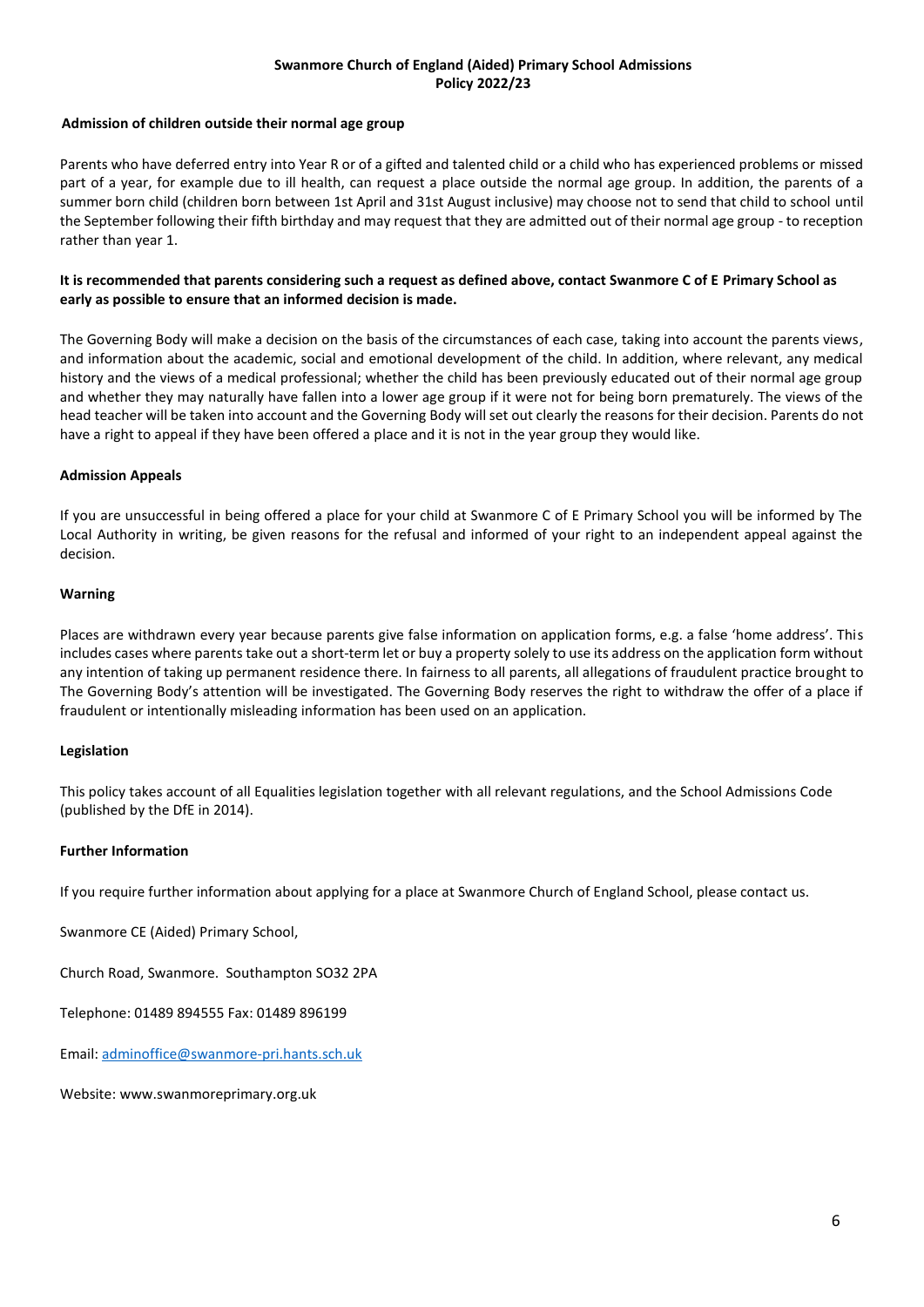**Swanmore Church of England (Aided) Primary School Admissions Policy 2022/23**

**Admission of children outside their normal age group**

Parents who have deferred entry into Year R or of a gifted and talented child or a child who has experienced problems or missed part of a year, for example due to ill health, can request a place outside the normal age group. In addition, the parents of a summer born child (children born between 1st April and 31st August inclusive) may choose not to send that child to school until the September following their fifth birthday and may request that they are admitted out of their normal age group - to reception rather than year 1.

**It is recommended that parents considering such a request as defined above, contact Swanmore C of E Primary School as early as possible to ensure that an informed decision is made.**

The Governing Body will make a decision on the basis of the circumstances of each case, taking into account the parents views, and information about the academic, social and emotional development of the child. In addition, where relevant, any medical history and the views of a medical professional; whether the child has been previously educated out of their normal age group and whether they may naturally have fallen into a lower age group if it were not for being born prematurely. The views of the head teacher will be taken into account and the Governing Body will set out clearly the reasons for their decision. Parents do not have a right to appeal if they have been offered a place and it is not in the year group they would like.

**Admission Appeals**

If you are unsuccessful in being offered a place for your child at Swanmore C of E Primary School you will be informed by The Local Authority in writing, be given reasons for the refusal and informed of your right to an independent appeal against the decision.

**Warning**

Places are withdrawn every year because parents give false information on application forms, e.g. a false 'home address'. This includes cases where parents take out a short-term let or buy a property solely to use its address on the application form without any intention of taking up permanent residence there. In fairness to all parents, all allegations of fraudulent practice brought to The Governing Body's attention will be investigated. The Governing Body reserves the right to withdraw the offer of a place if fraudulent or intentionally misleading information has been used on an application.

**Legislation**

This policy takes account of all Equalities legislation together with all relevant regulations, and the School Admissions Code (published by the DfE in 2014).

**Further Information**

If you require further information about applying for a place at Swanmore Church of England School, please contact us.

Swanmore CE (Aided) Primary School,

Church Road, Swanmore. Southampton SO32 2PA

Telephone: 01489 894555 Fax: 01489 896199

Email: adminoffice@swanmore-pri.hants.sch.uk

Website: www.swanmoreprimary.org.uk